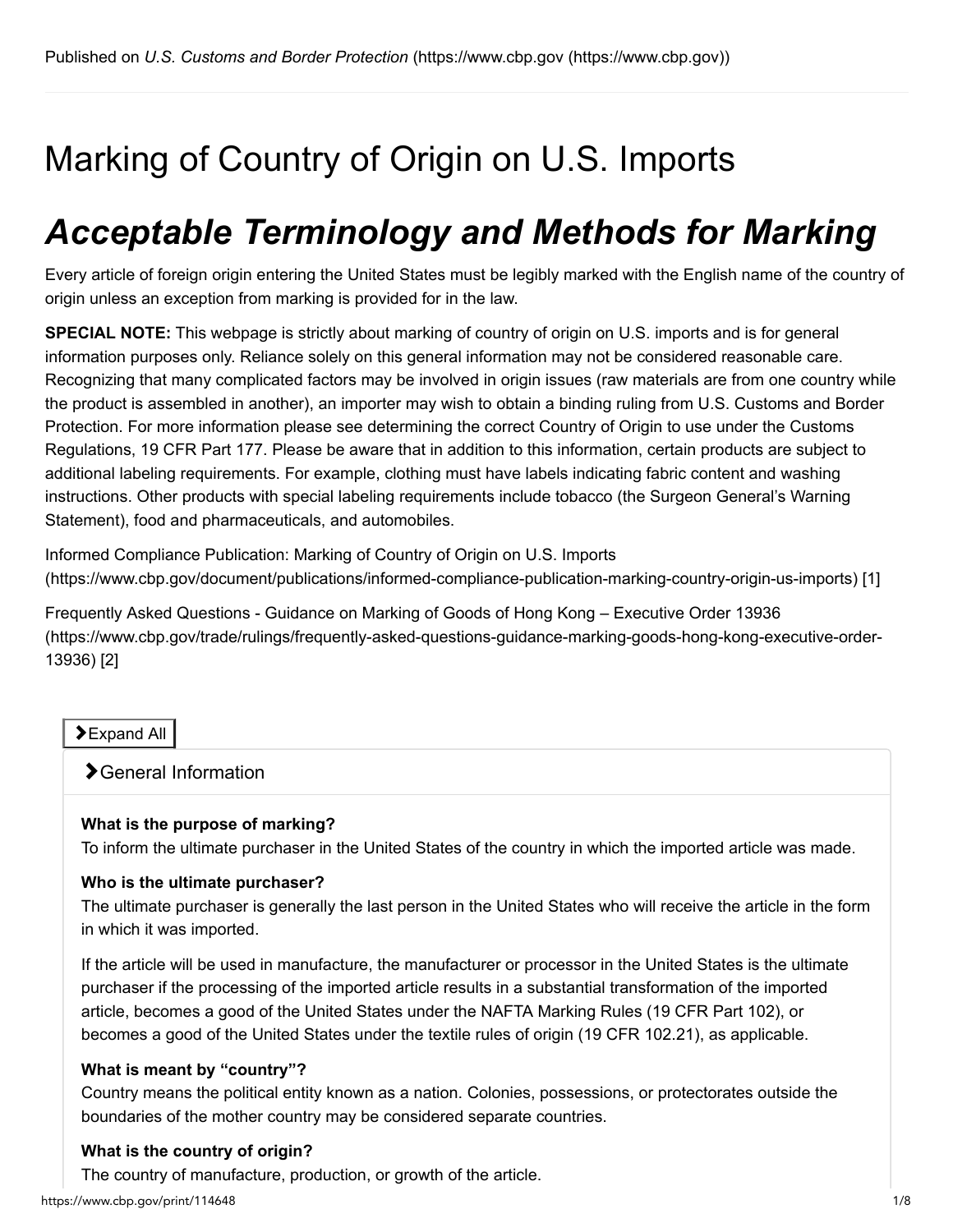# Marking of Country of Origin on U.S. Imports

## *Acceptable Terminology and Methods for Marking*

Every article of foreign origin entering the United States must be legibly marked with the English name of the country of origin unless an exception from marking is provided for in the law.

**SPECIAL NOTE:** This webpage is strictly about marking of country of origin on U.S. imports and is for general information purposes only. Reliance solely on this general information may not be considered reasonable care. Recognizing that many complicated factors may be involved in origin issues (raw materials are from one country while the product is assembled in another), an importer may wish to obtain a binding ruling from U.S. Customs and Border Protection. For more information please see determining the correct Country of Origin to use under the Customs Regulations, 19 CFR Part 177. Please be aware that in addition to this information, certain products are subject to additional labeling requirements. For example, clothing must have labels indicating fabric content and washing instructions. Other products with special labeling requirements include tobacco (the Surgeon General's Warning Statement), food and pharmaceuticals, and automobiles.

Informed Compliance Publication: Marking of Country of Origin on U.S. Imports (https://www.cbp.gov/document/publications/informed-compliance-publication-marking-country-origin-us-imports) [1]

Frequently Asked Questions - Guidance on Marking of Goods of Hong Kong – Executive Order 13936 (https://www.cbp.gov/trade/rulings/frequently-asked-questions-guidance-marking-goods-hong-kong-executive-order-13936) [2]

Expand All

### General Information

**What is the purpose of marking?**
To inform the ultimate purchaser in the United States of the country in which the imported article was made.

**Who is the ultimate purchaser?**
The ultimate purchaser is generally the last person in the United States who will receive the article in the form in which it was imported.

If the article will be used in manufacture, the manufacturer or processor in the United States is the ultimate purchaser if the processing of the imported article results in a substantial transformation of the imported article, becomes a good of the United States under the NAFTA Marking Rules (19 CFR Part 102), or becomes a good of the United States under the textile rules of origin (19 CFR 102.21), as applicable.

**What is meant by "country"?**
Country means the political entity known as a nation. Colonies, possessions, or protectorates outside the boundaries of the mother country may be considered separate countries.

**What is the country of origin?**
The country of manufacture, production, or growth of the article.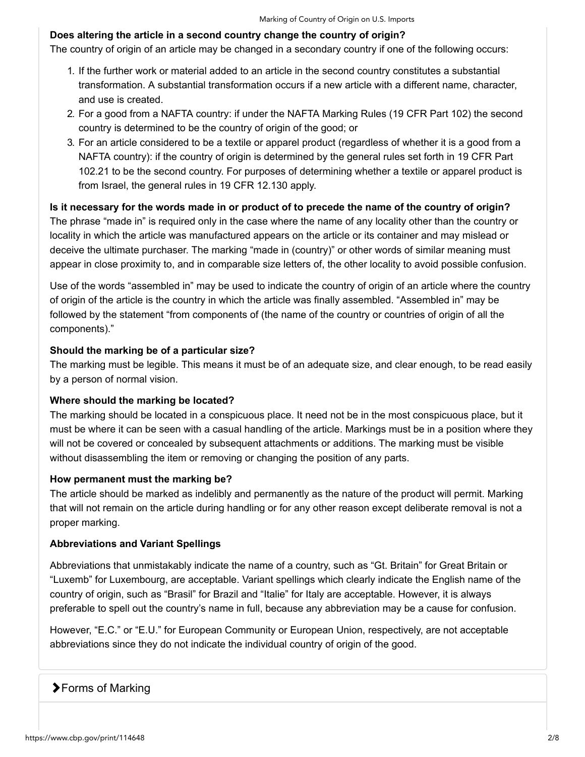**Does altering the article in a second country change the country of origin?**

The country of origin of an article may be changed in a secondary country if one of the following occurs:

1. If the further work or material added to an article in the second country constitutes a substantial transformation. A substantial transformation occurs if a new article with a different name, character, and use is created.
2. For a good from a NAFTA country: if under the NAFTA Marking Rules (19 CFR Part 102) the second country is determined to be the country of origin of the good; or
3. For an article considered to be a textile or apparel product (regardless of whether it is a good from a NAFTA country): if the country of origin is determined by the general rules set forth in 19 CFR Part 102.21 to be the second country. For purposes of determining whether a textile or apparel product is from Israel, the general rules in 19 CFR 12.130 apply.

**Is it necessary for the words made in or product of to precede the name of the country of origin?**

The phrase "made in" is required only in the case where the name of any locality other than the country or locality in which the article was manufactured appears on the article or its container and may mislead or deceive the ultimate purchaser. The marking "made in (country)" or other words of similar meaning must appear in close proximity to, and in comparable size letters of, the other locality to avoid possible confusion.

Use of the words "assembled in" may be used to indicate the country of origin of an article where the country of origin of the article is the country in which the article was finally assembled. "Assembled in" may be followed by the statement "from components of (the name of the country or countries of origin of all the components)."

**Should the marking be of a particular size?**

The marking must be legible. This means it must be of an adequate size, and clear enough, to be read easily by a person of normal vision.

**Where should the marking be located?**

The marking should be located in a conspicuous place. It need not be in the most conspicuous place, but it must be where it can be seen with a casual handling of the article. Markings must be in a position where they will not be covered or concealed by subsequent attachments or additions. The marking must be visible without disassembling the item or removing or changing the position of any parts.

**How permanent must the marking be?**

The article should be marked as indelibly and permanently as the nature of the product will permit. Marking that will not remain on the article during handling or for any other reason except deliberate removal is not a proper marking.

**Abbreviations and Variant Spellings**

Abbreviations that unmistakably indicate the name of a country, such as "Gt. Britain" for Great Britain or "Luxemb" for Luxembourg, are acceptable. Variant spellings which clearly indicate the English name of the country of origin, such as "Brasil" for Brazil and "Italie" for Italy are acceptable. However, it is always preferable to spell out the country's name in full, because any abbreviation may be a cause for confusion.

However, "E.C." or "E.U." for European Community or European Union, respectively, are not acceptable abbreviations since they do not indicate the individual country of origin of the good.

## Forms of Marking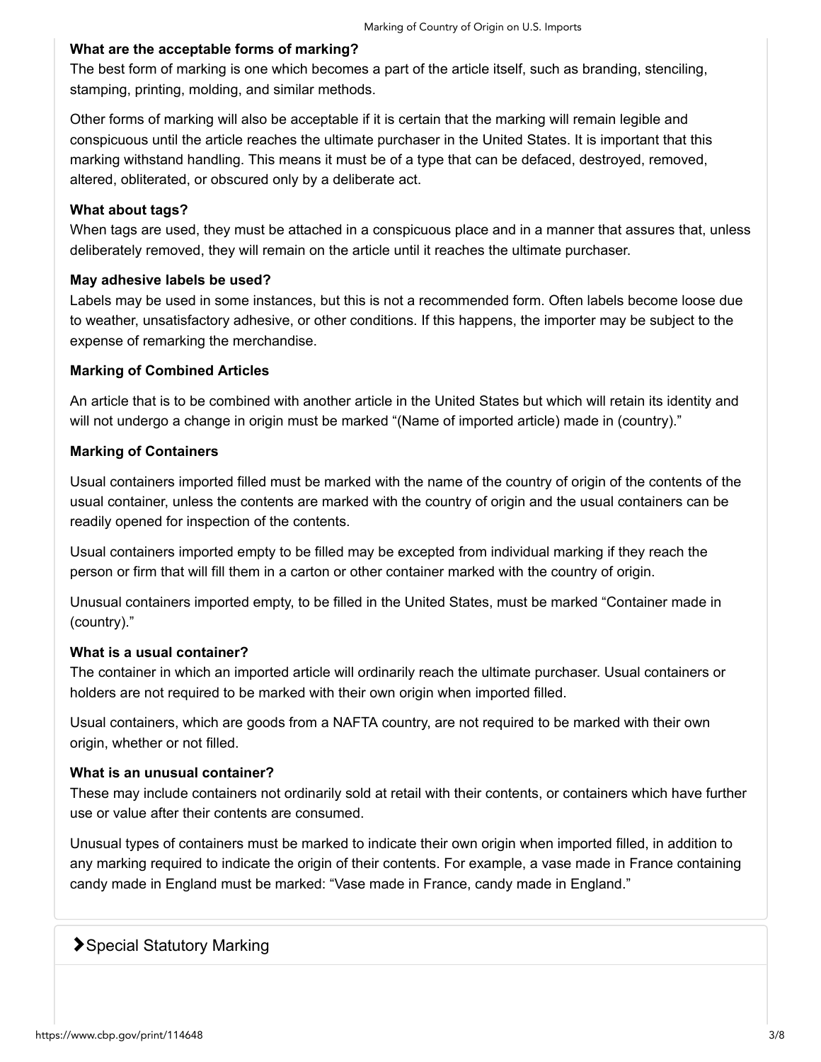**What are the acceptable forms of marking?**
The best form of marking is one which becomes a part of the article itself, such as branding, stenciling, stamping, printing, molding, and similar methods.

Other forms of marking will also be acceptable if it is certain that the marking will remain legible and conspicuous until the article reaches the ultimate purchaser in the United States. It is important that this marking withstand handling. This means it must be of a type that can be defaced, destroyed, removed, altered, obliterated, or obscured only by a deliberate act.

**What about tags?**
When tags are used, they must be attached in a conspicuous place and in a manner that assures that, unless deliberately removed, they will remain on the article until it reaches the ultimate purchaser.

**May adhesive labels be used?**
Labels may be used in some instances, but this is not a recommended form. Often labels become loose due to weather, unsatisfactory adhesive, or other conditions. If this happens, the importer may be subject to the expense of remarking the merchandise.

**Marking of Combined Articles**

An article that is to be combined with another article in the United States but which will retain its identity and will not undergo a change in origin must be marked "(Name of imported article) made in (country)."

**Marking of Containers**

Usual containers imported filled must be marked with the name of the country of origin of the contents of the usual container, unless the contents are marked with the country of origin and the usual containers can be readily opened for inspection of the contents.

Usual containers imported empty to be filled may be excepted from individual marking if they reach the person or firm that will fill them in a carton or other container marked with the country of origin.

Unusual containers imported empty, to be filled in the United States, must be marked "Container made in (country)."

**What is a usual container?**
The container in which an imported article will ordinarily reach the ultimate purchaser. Usual containers or holders are not required to be marked with their own origin when imported filled.

Usual containers, which are goods from a NAFTA country, are not required to be marked with their own origin, whether or not filled.

**What is an unusual container?**
These may include containers not ordinarily sold at retail with their contents, or containers which have further use or value after their contents are consumed.

Unusual types of containers must be marked to indicate their own origin when imported filled, in addition to any marking required to indicate the origin of their contents. For example, a vase made in France containing candy made in England must be marked: "Vase made in France, candy made in England."

## Special Statutory Marking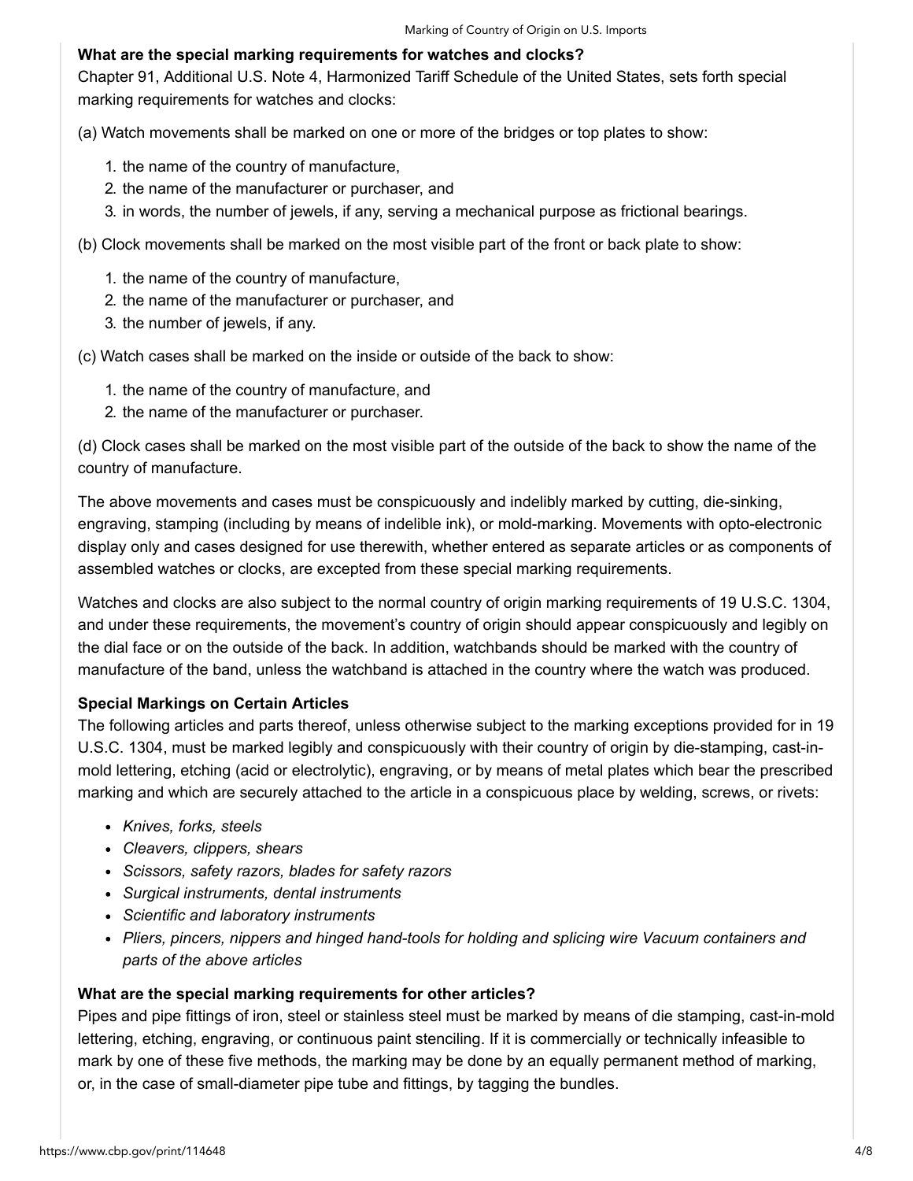**What are the special marking requirements for watches and clocks?**

Chapter 91, Additional U.S. Note 4, Harmonized Tariff Schedule of the United States, sets forth special marking requirements for watches and clocks:

(a) Watch movements shall be marked on one or more of the bridges or top plates to show:

1. the name of the country of manufacture,
2. the name of the manufacturer or purchaser, and
3. in words, the number of jewels, if any, serving a mechanical purpose as frictional bearings.

(b) Clock movements shall be marked on the most visible part of the front or back plate to show:

1. the name of the country of manufacture,
2. the name of the manufacturer or purchaser, and
3. the number of jewels, if any.

(c) Watch cases shall be marked on the inside or outside of the back to show:

1. the name of the country of manufacture, and
2. the name of the manufacturer or purchaser.

(d) Clock cases shall be marked on the most visible part of the outside of the back to show the name of the country of manufacture.

The above movements and cases must be conspicuously and indelibly marked by cutting, die-sinking, engraving, stamping (including by means of indelible ink), or mold-marking. Movements with opto-electronic display only and cases designed for use therewith, whether entered as separate articles or as components of assembled watches or clocks, are excepted from these special marking requirements.

Watches and clocks are also subject to the normal country of origin marking requirements of 19 U.S.C. 1304, and under these requirements, the movement's country of origin should appear conspicuously and legibly on the dial face or on the outside of the back. In addition, watchbands should be marked with the country of manufacture of the band, unless the watchband is attached in the country where the watch was produced.

**Special Markings on Certain Articles**

The following articles and parts thereof, unless otherwise subject to the marking exceptions provided for in 19 U.S.C. 1304, must be marked legibly and conspicuously with their country of origin by die-stamping, cast-in-mold lettering, etching (acid or electrolytic), engraving, or by means of metal plates which bear the prescribed marking and which are securely attached to the article in a conspicuous place by welding, screws, or rivets:

- *Knives, forks, steels*
- *Cleavers, clippers, shears*
- *Scissors, safety razors, blades for safety razors*
- *Surgical instruments, dental instruments*
- *Scientific and laboratory instruments*
- *Pliers, pincers, nippers and hinged hand-tools for holding and splicing wire Vacuum containers and parts of the above articles*

**What are the special marking requirements for other articles?**

Pipes and pipe fittings of iron, steel or stainless steel must be marked by means of die stamping, cast-in-mold lettering, etching, engraving, or continuous paint stenciling. If it is commercially or technically infeasible to mark by one of these five methods, the marking may be done by an equally permanent method of marking, or, in the case of small-diameter pipe tube and fittings, by tagging the bundles.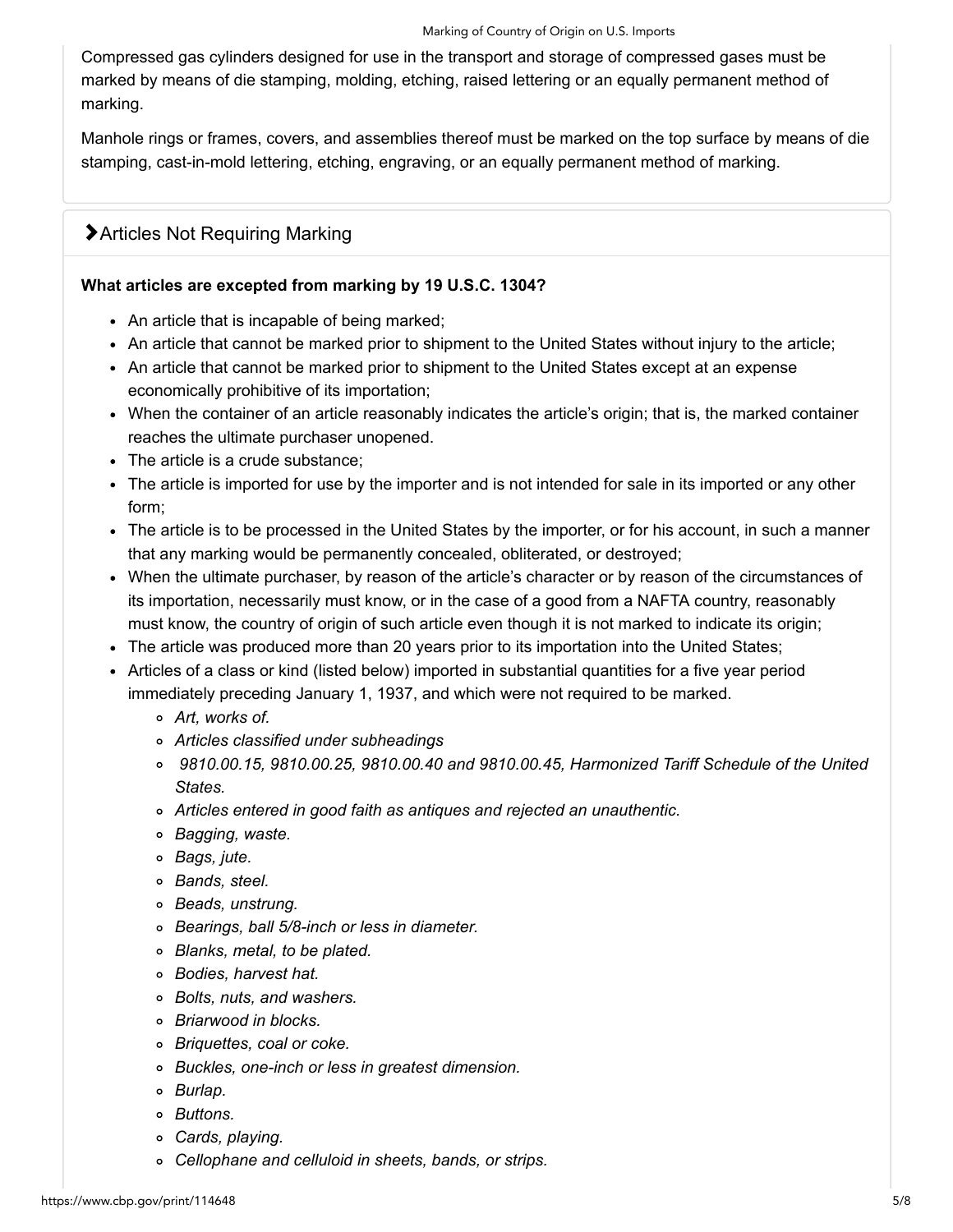Compressed gas cylinders designed for use in the transport and storage of compressed gases must be marked by means of die stamping, molding, etching, raised lettering or an equally permanent method of marking.

Manhole rings or frames, covers, and assemblies thereof must be marked on the top surface by means of die stamping, cast-in-mold lettering, etching, engraving, or an equally permanent method of marking.

## Articles Not Requiring Marking

**What articles are excepted from marking by 19 U.S.C. 1304?**

- An article that is incapable of being marked;
- An article that cannot be marked prior to shipment to the United States without injury to the article;
- An article that cannot be marked prior to shipment to the United States except at an expense economically prohibitive of its importation;
- When the container of an article reasonably indicates the article's origin; that is, the marked container reaches the ultimate purchaser unopened.
- The article is a crude substance;
- The article is imported for use by the importer and is not intended for sale in its imported or any other form;
- The article is to be processed in the United States by the importer, or for his account, in such a manner that any marking would be permanently concealed, obliterated, or destroyed;
- When the ultimate purchaser, by reason of the article's character or by reason of the circumstances of its importation, necessarily must know, or in the case of a good from a NAFTA country, reasonably must know, the country of origin of such article even though it is not marked to indicate its origin;
- The article was produced more than 20 years prior to its importation into the United States;
- Articles of a class or kind (listed below) imported in substantial quantities for a five year period immediately preceding January 1, 1937, and which were not required to be marked.
  - *Art, works of.*
  - *Articles classified under subheadings*
  - *9810.00.15, 9810.00.25, 9810.00.40 and 9810.00.45, Harmonized Tariff Schedule of the United States.*
  - *Articles entered in good faith as antiques and rejected an unauthentic.*
  - *Bagging, waste.*
  - *Bags, jute.*
  - *Bands, steel.*
  - *Beads, unstrung.*
  - *Bearings, ball 5/8-inch or less in diameter.*
  - *Blanks, metal, to be plated.*
  - *Bodies, harvest hat.*
  - *Bolts, nuts, and washers.*
  - *Briarwood in blocks.*
  - *Briquettes, coal or coke.*
  - *Buckles, one-inch or less in greatest dimension.*
  - *Burlap.*
  - *Buttons.*
  - *Cards, playing.*
  - *Cellophane and celluloid in sheets, bands, or strips.*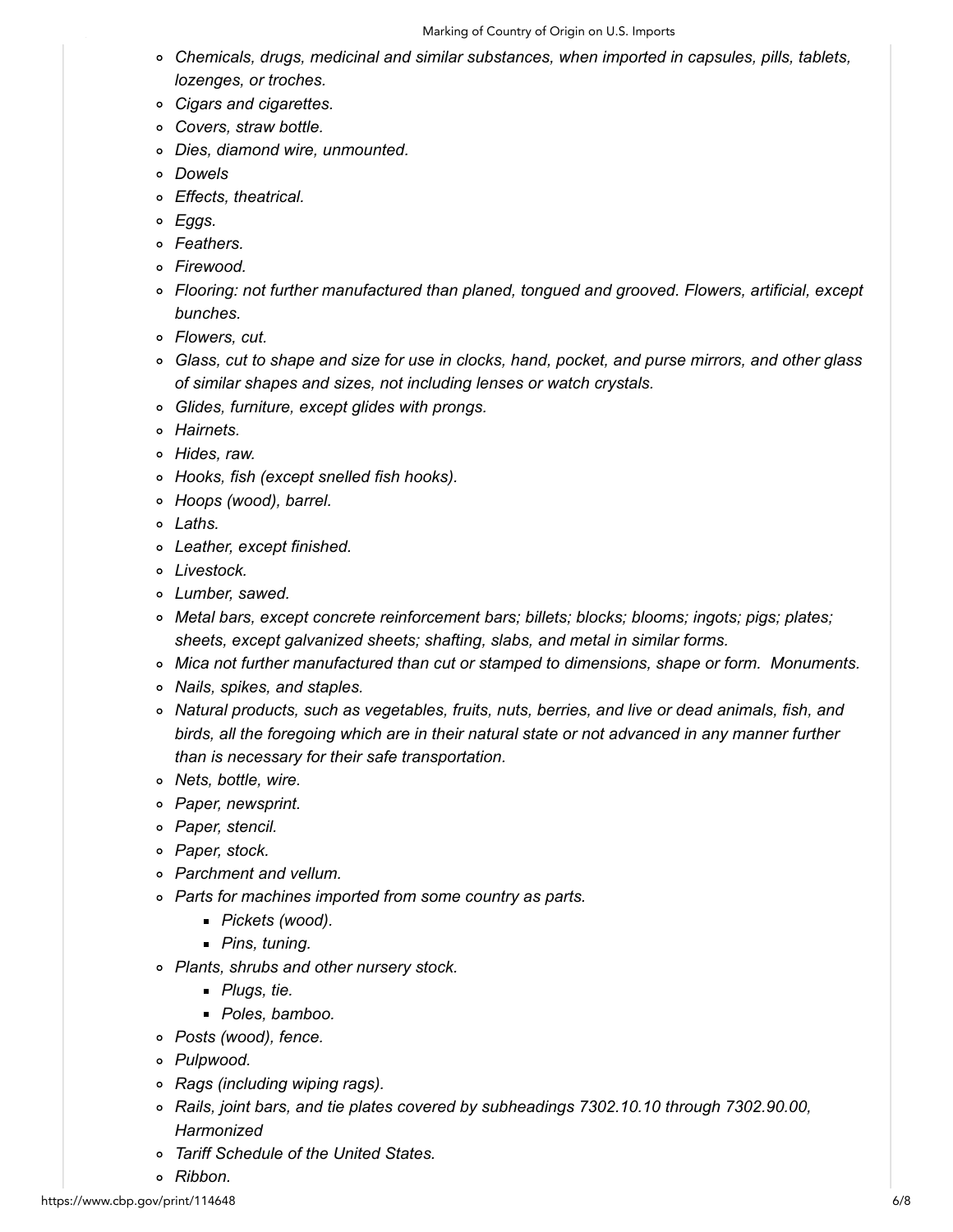- *Chemicals, drugs, medicinal and similar substances, when imported in capsules, pills, tablets, lozenges, or troches.*
- *Cigars and cigarettes.*
- *Covers, straw bottle.*
- *Dies, diamond wire, unmounted.*
- *Dowels*
- *Effects, theatrical.*
- *Eggs.*
- *Feathers.*
- *Firewood.*
- *Flooring: not further manufactured than planed, tongued and grooved. Flowers, artificial, except bunches.*
- *Flowers, cut.*
- *Glass, cut to shape and size for use in clocks, hand, pocket, and purse mirrors, and other glass of similar shapes and sizes, not including lenses or watch crystals.*
- *Glides, furniture, except glides with prongs.*
- *Hairnets.*
- *Hides, raw.*
- *Hooks, fish (except snelled fish hooks).*
- *Hoops (wood), barrel.*
- *Laths.*
- *Leather, except finished.*
- *Livestock.*
- *Lumber, sawed.*
- *Metal bars, except concrete reinforcement bars; billets; blocks; blooms; ingots; pigs; plates; sheets, except galvanized sheets; shafting, slabs, and metal in similar forms.*
- *Mica not further manufactured than cut or stamped to dimensions, shape or form. Monuments.*
- *Nails, spikes, and staples.*
- *Natural products, such as vegetables, fruits, nuts, berries, and live or dead animals, fish, and birds, all the foregoing which are in their natural state or not advanced in any manner further than is necessary for their safe transportation.*
- *Nets, bottle, wire.*
- *Paper, newsprint.*
- *Paper, stencil.*
- *Paper, stock.*
- *Parchment and vellum.*
- *Parts for machines imported from some country as parts.*
  - *Pickets (wood).*
  - *Pins, tuning.*
- *Plants, shrubs and other nursery stock.*
  - *Plugs, tie.*
  - *Poles, bamboo.*
- *Posts (wood), fence.*
- *Pulpwood.*
- *Rags (including wiping rags).*
- *Rails, joint bars, and tie plates covered by subheadings 7302.10.10 through 7302.90.00, Harmonized*
- *Tariff Schedule of the United States.*
- *Ribbon.*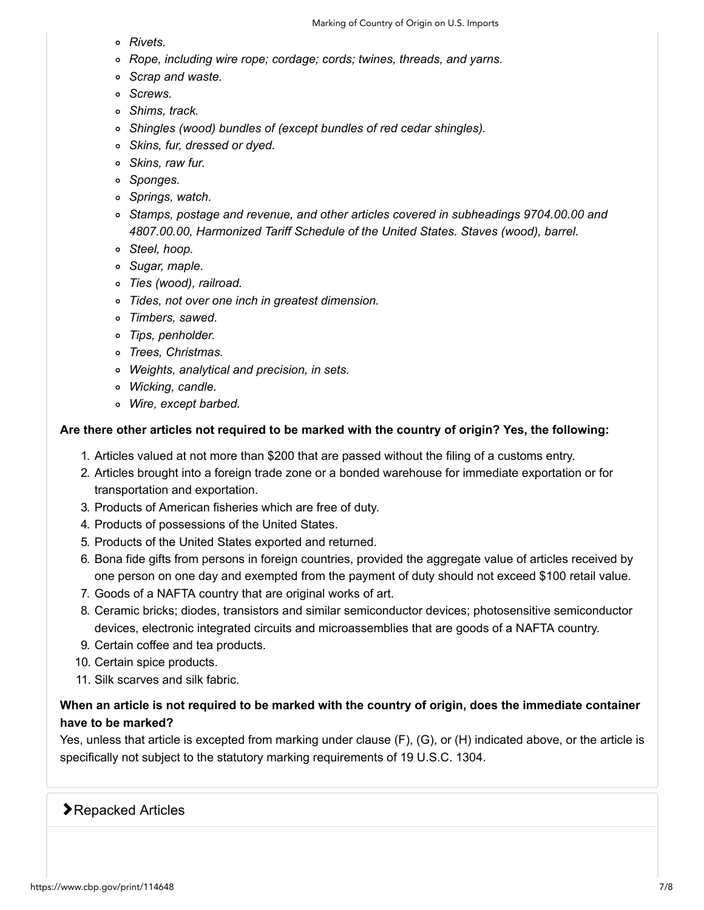- *Rivets.*
- *Rope, including wire rope; cordage; cords; twines, threads, and yarns.*
- *Scrap and waste.*
- *Screws.*
- *Shims, track.*
- *Shingles (wood) bundles of (except bundles of red cedar shingles).*
- *Skins, fur, dressed or dyed.*
- *Skins, raw fur.*
- *Sponges.*
- *Springs, watch.*
- *Stamps, postage and revenue, and other articles covered in subheadings 9704.00.00 and 4807.00.00, Harmonized Tariff Schedule of the United States. Staves (wood), barrel.*
- *Steel, hoop.*
- *Sugar, maple.*
- *Ties (wood), railroad.*
- *Tides, not over one inch in greatest dimension.*
- *Timbers, sawed.*
- *Tips, penholder.*
- *Trees, Christmas.*
- *Weights, analytical and precision, in sets.*
- *Wicking, candle.*
- *Wire, except barbed.*

**Are there other articles not required to be marked with the country of origin? Yes, the following:**

1. Articles valued at not more than $200 that are passed without the filing of a customs entry.
2. Articles brought into a foreign trade zone or a bonded warehouse for immediate exportation or for transportation and exportation.
3. Products of American fisheries which are free of duty.
4. Products of possessions of the United States.
5. Products of the United States exported and returned.
6. Bona fide gifts from persons in foreign countries, provided the aggregate value of articles received by one person on one day and exempted from the payment of duty should not exceed $100 retail value.
7. Goods of a NAFTA country that are original works of art.
8. Ceramic bricks; diodes, transistors and similar semiconductor devices; photosensitive semiconductor devices, electronic integrated circuits and microassemblies that are goods of a NAFTA country.
9. Certain coffee and tea products.
10. Certain spice products.
11. Silk scarves and silk fabric.

**When an article is not required to be marked with the country of origin, does the immediate container have to be marked?**

Yes, unless that article is excepted from marking under clause (F), (G), or (H) indicated above, or the article is specifically not subject to the statutory marking requirements of 19 U.S.C. 1304.

## Repacked Articles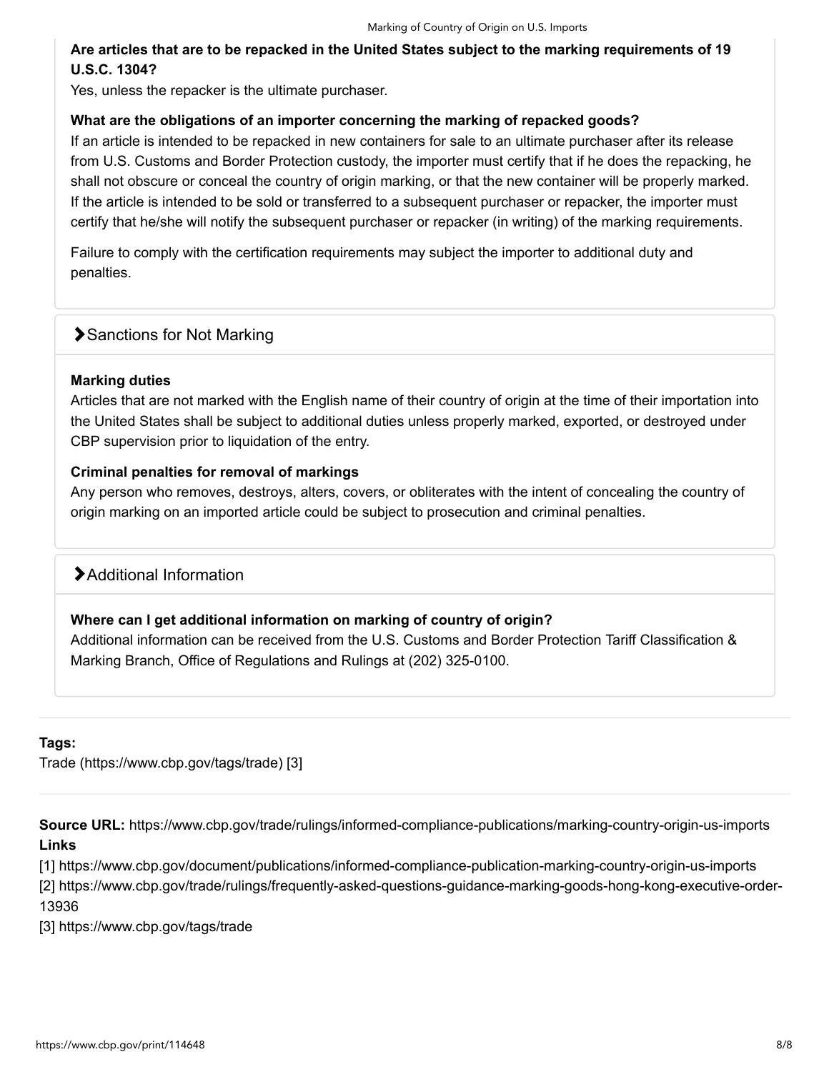**Are articles that are to be repacked in the United States subject to the marking requirements of 19 U.S.C. 1304?**

Yes, unless the repacker is the ultimate purchaser.

**What are the obligations of an importer concerning the marking of repacked goods?**

If an article is intended to be repacked in new containers for sale to an ultimate purchaser after its release from U.S. Customs and Border Protection custody, the importer must certify that if he does the repacking, he shall not obscure or conceal the country of origin marking, or that the new container will be properly marked. If the article is intended to be sold or transferred to a subsequent purchaser or repacker, the importer must certify that he/she will notify the subsequent purchaser or repacker (in writing) of the marking requirements.

Failure to comply with the certification requirements may subject the importer to additional duty and penalties.

## Sanctions for Not Marking

**Marking duties**

Articles that are not marked with the English name of their country of origin at the time of their importation into the United States shall be subject to additional duties unless properly marked, exported, or destroyed under CBP supervision prior to liquidation of the entry.

**Criminal penalties for removal of markings**

Any person who removes, destroys, alters, covers, or obliterates with the intent of concealing the country of origin marking on an imported article could be subject to prosecution and criminal penalties.

## Additional Information

**Where can I get additional information on marking of country of origin?**

Additional information can be received from the U.S. Customs and Border Protection Tariff Classification & Marking Branch, Office of Regulations and Rulings at (202) 325-0100.

---

**Tags:**

Trade (https://www.cbp.gov/tags/trade) [3]

---

**Source URL:** https://www.cbp.gov/trade/rulings/informed-compliance-publications/marking-country-origin-us-imports

**Links**

[1] https://www.cbp.gov/document/publications/informed-compliance-publication-marking-country-origin-us-imports

[2] https://www.cbp.gov/trade/rulings/frequently-asked-questions-guidance-marking-goods-hong-kong-executive-order-13936

[3] https://www.cbp.gov/tags/trade